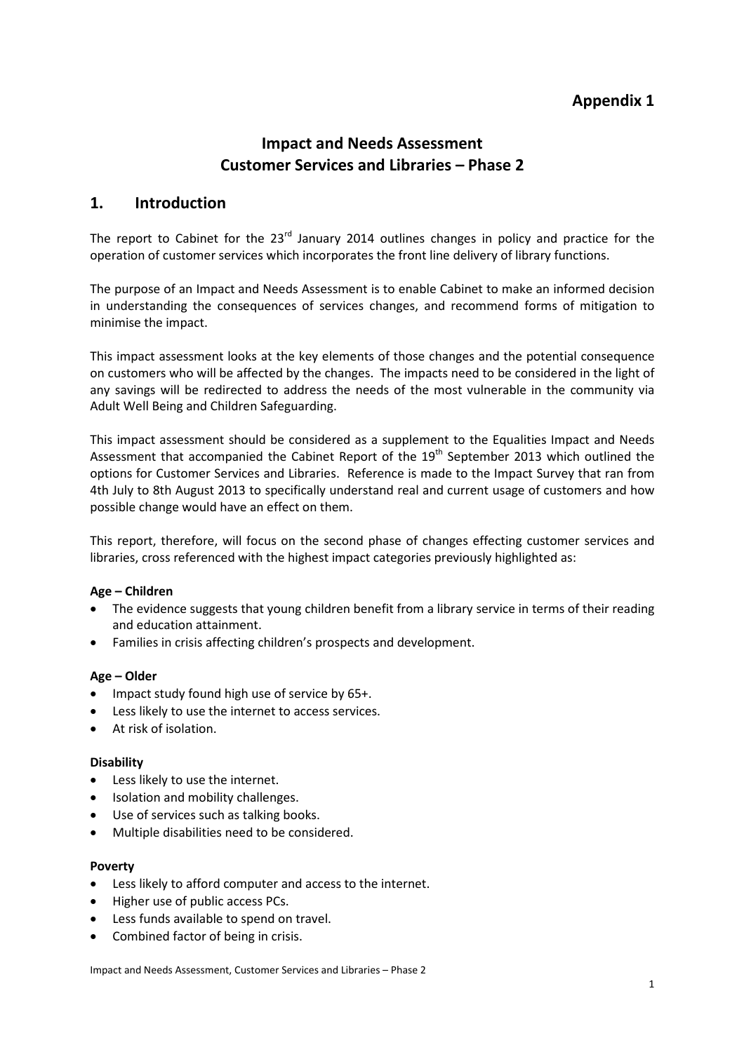**Appendix 1**

# Impact and Needs Assessment
# Customer Services and Libraries – Phase 2

## 1. Introduction

The report to Cabinet for the 23rd January 2014 outlines changes in policy and practice for the operation of customer services which incorporates the front line delivery of library functions.

The purpose of an Impact and Needs Assessment is to enable Cabinet to make an informed decision in understanding the consequences of services changes, and recommend forms of mitigation to minimise the impact.

This impact assessment looks at the key elements of those changes and the potential consequence on customers who will be affected by the changes. The impacts need to be considered in the light of any savings will be redirected to address the needs of the most vulnerable in the community via Adult Well Being and Children Safeguarding.

This impact assessment should be considered as a supplement to the Equalities Impact and Needs Assessment that accompanied the Cabinet Report of the 19th September 2013 which outlined the options for Customer Services and Libraries. Reference is made to the Impact Survey that ran from 4th July to 8th August 2013 to specifically understand real and current usage of customers and how possible change would have an effect on them.

This report, therefore, will focus on the second phase of changes effecting customer services and libraries, cross referenced with the highest impact categories previously highlighted as:

**Age – Children**

- The evidence suggests that young children benefit from a library service in terms of their reading and education attainment.
- Families in crisis affecting children's prospects and development.

**Age – Older**

- Impact study found high use of service by 65+.
- Less likely to use the internet to access services.
- At risk of isolation.

**Disability**

- Less likely to use the internet.
- Isolation and mobility challenges.
- Use of services such as talking books.
- Multiple disabilities need to be considered.

**Poverty**

- Less likely to afford computer and access to the internet.
- Higher use of public access PCs.
- Less funds available to spend on travel.
- Combined factor of being in crisis.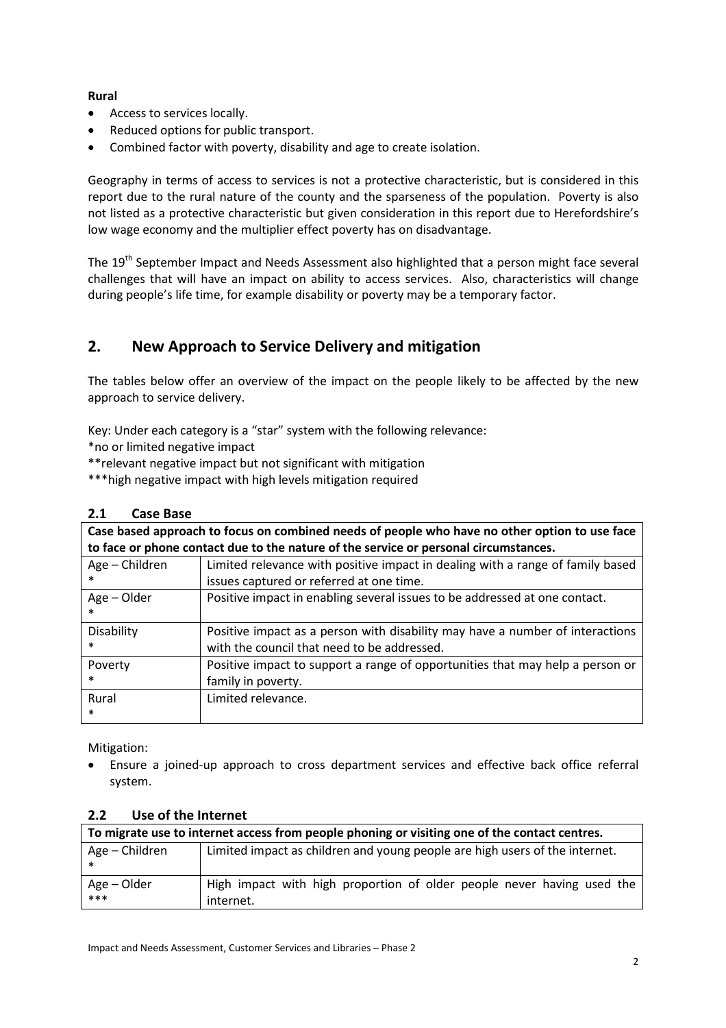**Rural**

- Access to services locally.
- Reduced options for public transport.
- Combined factor with poverty, disability and age to create isolation.

Geography in terms of access to services is not a protective characteristic, but is considered in this report due to the rural nature of the county and the sparseness of the population. Poverty is also not listed as a protective characteristic but given consideration in this report due to Herefordshire's low wage economy and the multiplier effect poverty has on disadvantage.

The 19th September Impact and Needs Assessment also highlighted that a person might face several challenges that will have an impact on ability to access services. Also, characteristics will change during people's life time, for example disability or poverty may be a temporary factor.

## 2. New Approach to Service Delivery and mitigation

The tables below offer an overview of the impact on the people likely to be affected by the new approach to service delivery.

Key: Under each category is a "star" system with the following relevance:
*no or limited negative impact
**relevant negative impact but not significant with mitigation
***high negative impact with high levels mitigation required

### 2.1 Case Base

| Case based approach to focus on combined needs of people who have no other option to use face to face or phone contact due to the nature of the service or personal circumstances. | |
|---|---|
| Age – Children * | Limited relevance with positive impact in dealing with a range of family based issues captured or referred at one time. |
| Age – Older * | Positive impact in enabling several issues to be addressed at one contact. |
| Disability * | Positive impact as a person with disability may have a number of interactions with the council that need to be addressed. |
| Poverty * | Positive impact to support a range of opportunities that may help a person or family in poverty. |
| Rural * | Limited relevance. |

Mitigation:

- Ensure a joined-up approach to cross department services and effective back office referral system.

### 2.2 Use of the Internet

| To migrate use to internet access from people phoning or visiting one of the contact centres. | |
|---|---|
| Age – Children * | Limited impact as children and young people are high users of the internet. |
| Age – Older *** | High impact with high proportion of older people never having used the internet. |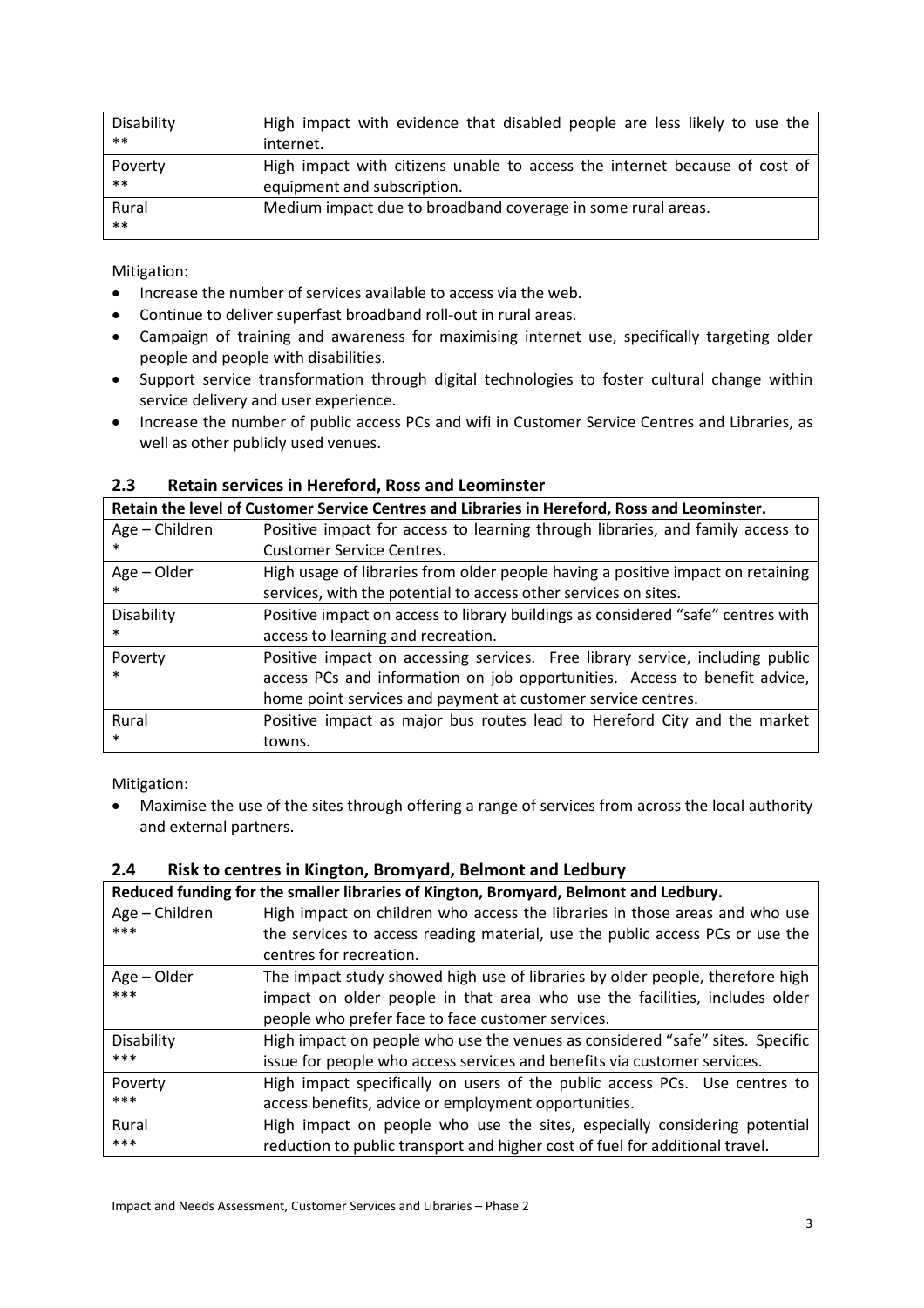| Disability<br>** | High impact with evidence that disabled people are less likely to use the internet. |
|---|---|
| Poverty<br>** | High impact with citizens unable to access the internet because of cost of equipment and subscription. |
| Rural<br>** | Medium impact due to broadband coverage in some rural areas. |

Mitigation:

- Increase the number of services available to access via the web.
- Continue to deliver superfast broadband roll-out in rural areas.
- Campaign of training and awareness for maximising internet use, specifically targeting older people and people with disabilities.
- Support service transformation through digital technologies to foster cultural change within service delivery and user experience.
- Increase the number of public access PCs and wifi in Customer Service Centres and Libraries, as well as other publicly used venues.

## 2.3 Retain services in Hereford, Ross and Leominster

| **Retain the level of Customer Service Centres and Libraries in Hereford, Ross and Leominster.** | |
|---|---|
| Age – Children<br>* | Positive impact for access to learning through libraries, and family access to Customer Service Centres. |
| Age – Older<br>* | High usage of libraries from older people having a positive impact on retaining services, with the potential to access other services on sites. |
| Disability<br>* | Positive impact on access to library buildings as considered "safe" centres with access to learning and recreation. |
| Poverty<br>* | Positive impact on accessing services. Free library service, including public access PCs and information on job opportunities. Access to benefit advice, home point services and payment at customer service centres. |
| Rural<br>* | Positive impact as major bus routes lead to Hereford City and the market towns. |

Mitigation:

- Maximise the use of the sites through offering a range of services from across the local authority and external partners.

## 2.4 Risk to centres in Kington, Bromyard, Belmont and Ledbury

| **Reduced funding for the smaller libraries of Kington, Bromyard, Belmont and Ledbury.** | |
|---|---|
| Age – Children<br>*** | High impact on children who access the libraries in those areas and who use the services to access reading material, use the public access PCs or use the centres for recreation. |
| Age – Older<br>*** | The impact study showed high use of libraries by older people, therefore high impact on older people in that area who use the facilities, includes older people who prefer face to face customer services. |
| Disability<br>*** | High impact on people who use the venues as considered "safe" sites. Specific issue for people who access services and benefits via customer services. |
| Poverty<br>*** | High impact specifically on users of the public access PCs. Use centres to access benefits, advice or employment opportunities. |
| Rural<br>*** | High impact on people who use the sites, especially considering potential reduction to public transport and higher cost of fuel for additional travel. |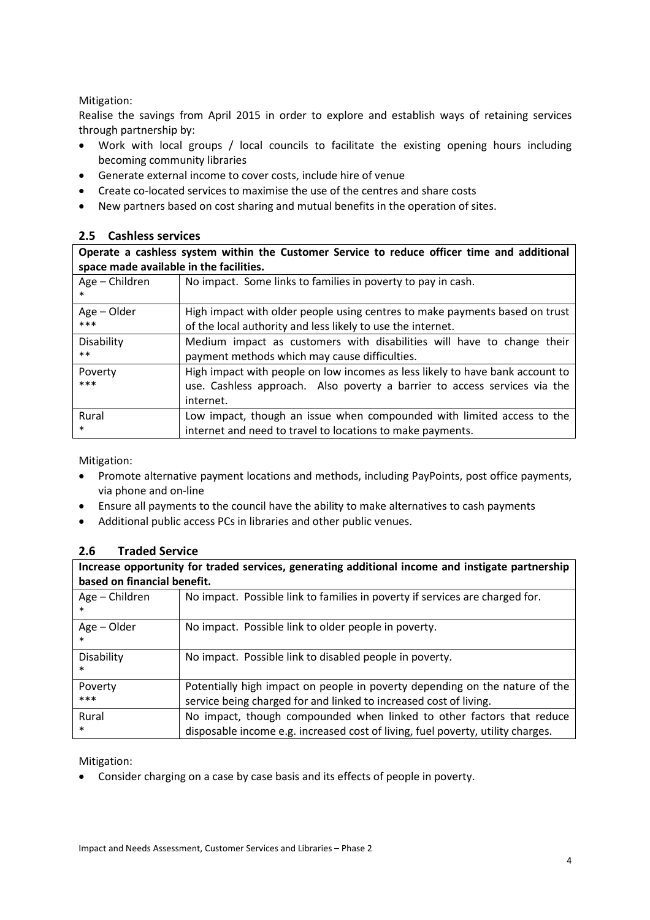Mitigation:

Realise the savings from April 2015 in order to explore and establish ways of retaining services through partnership by:

- Work with local groups / local councils to facilitate the existing opening hours including becoming community libraries
- Generate external income to cover costs, include hire of venue
- Create co-located services to maximise the use of the centres and share costs
- New partners based on cost sharing and mutual benefits in the operation of sites.

## 2.5 Cashless services

| **Operate a cashless system within the Customer Service to reduce officer time and additional space made available in the facilities.** | |
|---|---|
| Age – Children<br>* | No impact. Some links to families in poverty to pay in cash. |
| Age – Older<br>*** | High impact with older people using centres to make payments based on trust of the local authority and less likely to use the internet. |
| Disability<br>** | Medium impact as customers with disabilities will have to change their payment methods which may cause difficulties. |
| Poverty<br>*** | High impact with people on low incomes as less likely to have bank account to use. Cashless approach. Also poverty a barrier to access services via the internet. |
| Rural<br>* | Low impact, though an issue when compounded with limited access to the internet and need to travel to locations to make payments. |

Mitigation:

- Promote alternative payment locations and methods, including PayPoints, post office payments, via phone and on-line
- Ensure all payments to the council have the ability to make alternatives to cash payments
- Additional public access PCs in libraries and other public venues.

## 2.6 Traded Service

| **Increase opportunity for traded services, generating additional income and instigate partnership based on financial benefit.** | |
|---|---|
| Age – Children<br>* | No impact. Possible link to families in poverty if services are charged for. |
| Age – Older<br>* | No impact. Possible link to older people in poverty. |
| Disability<br>* | No impact. Possible link to disabled people in poverty. |
| Poverty<br>*** | Potentially high impact on people in poverty depending on the nature of the service being charged for and linked to increased cost of living. |
| Rural<br>* | No impact, though compounded when linked to other factors that reduce disposable income e.g. increased cost of living, fuel poverty, utility charges. |

Mitigation:

- Consider charging on a case by case basis and its effects of people in poverty.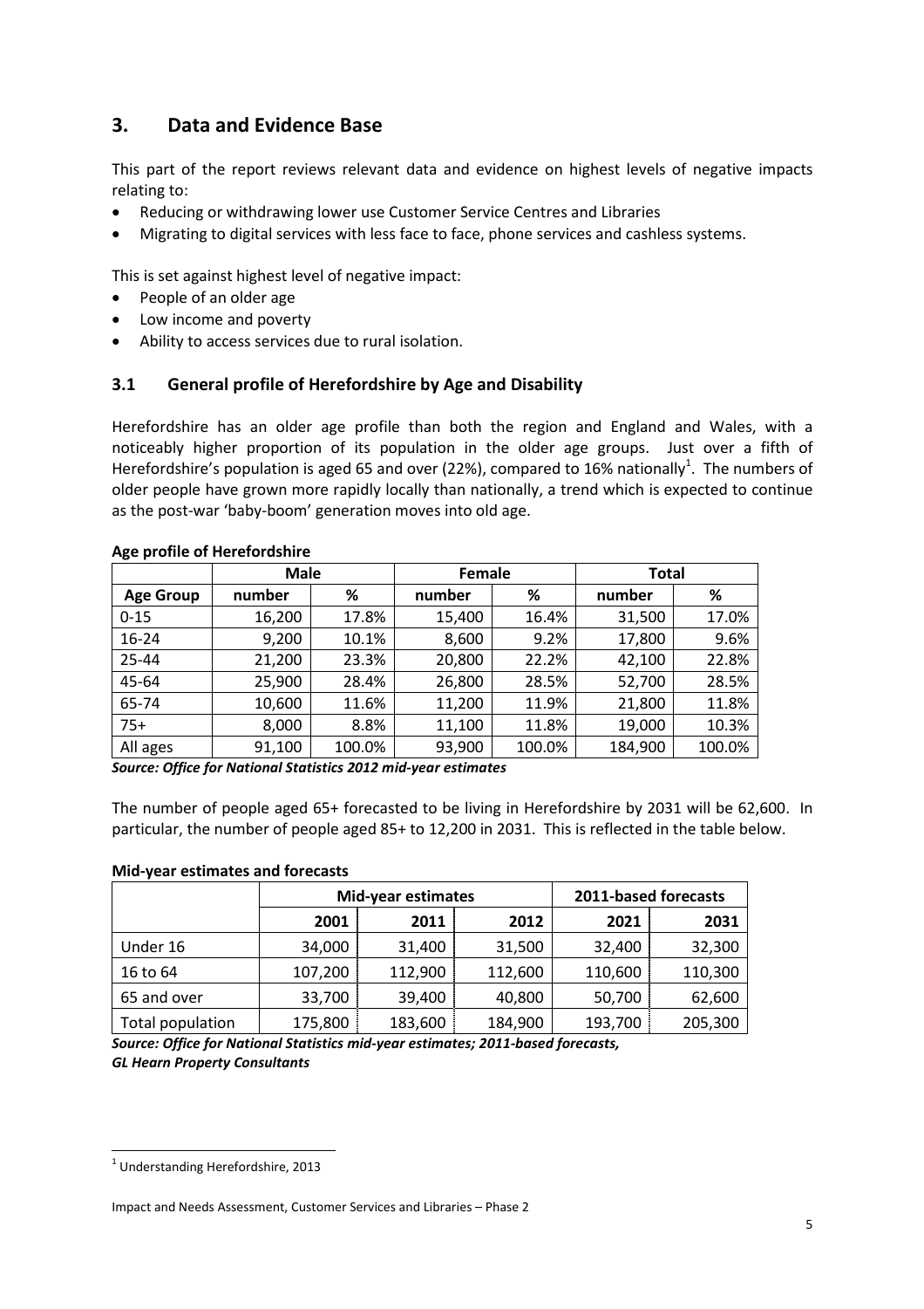## 3. Data and Evidence Base

This part of the report reviews relevant data and evidence on highest levels of negative impacts relating to:

- Reducing or withdrawing lower use Customer Service Centres and Libraries
- Migrating to digital services with less face to face, phone services and cashless systems.

This is set against highest level of negative impact:

- People of an older age
- Low income and poverty
- Ability to access services due to rural isolation.

### 3.1 General profile of Herefordshire by Age and Disability

Herefordshire has an older age profile than both the region and England and Wales, with a noticeably higher proportion of its population in the older age groups. Just over a fifth of Herefordshire's population is aged 65 and over (22%), compared to 16% nationally[1]. The numbers of older people have grown more rapidly locally than nationally, a trend which is expected to continue as the post-war 'baby-boom' generation moves into old age.

**Age profile of Herefordshire**

| | Male | | Female | | Total | |
|---|---|---|---|---|---|---|
| **Age Group** | **number** | **%** | **number** | **%** | **number** | **%** |
| 0-15 | 16,200 | 17.8% | 15,400 | 16.4% | 31,500 | 17.0% |
| 16-24 | 9,200 | 10.1% | 8,600 | 9.2% | 17,800 | 9.6% |
| 25-44 | 21,200 | 23.3% | 20,800 | 22.2% | 42,100 | 22.8% |
| 45-64 | 25,900 | 28.4% | 26,800 | 28.5% | 52,700 | 28.5% |
| 65-74 | 10,600 | 11.6% | 11,200 | 11.9% | 21,800 | 11.8% |
| 75+ | 8,000 | 8.8% | 11,100 | 11.8% | 19,000 | 10.3% |
| All ages | 91,100 | 100.0% | 93,900 | 100.0% | 184,900 | 100.0% |

***Source: Office for National Statistics 2012 mid-year estimates***

The number of people aged 65+ forecasted to be living in Herefordshire by 2031 will be 62,600. In particular, the number of people aged 85+ to 12,200 in 2031. This is reflected in the table below.

**Mid-year estimates and forecasts**

| | Mid-year estimates | | | 2011-based forecasts | |
|---|---|---|---|---|---|
| | **2001** | **2011** | **2012** | **2021** | **2031** |
| Under 16 | 34,000 | 31,400 | 31,500 | 32,400 | 32,300 |
| 16 to 64 | 107,200 | 112,900 | 112,600 | 110,600 | 110,300 |
| 65 and over | 33,700 | 39,400 | 40,800 | 50,700 | 62,600 |
| Total population | 175,800 | 183,600 | 184,900 | 193,700 | 205,300 |

***Source: Office for National Statistics mid-year estimates; 2011-based forecasts, GL Hearn Property Consultants***

[1] Understanding Herefordshire, 2013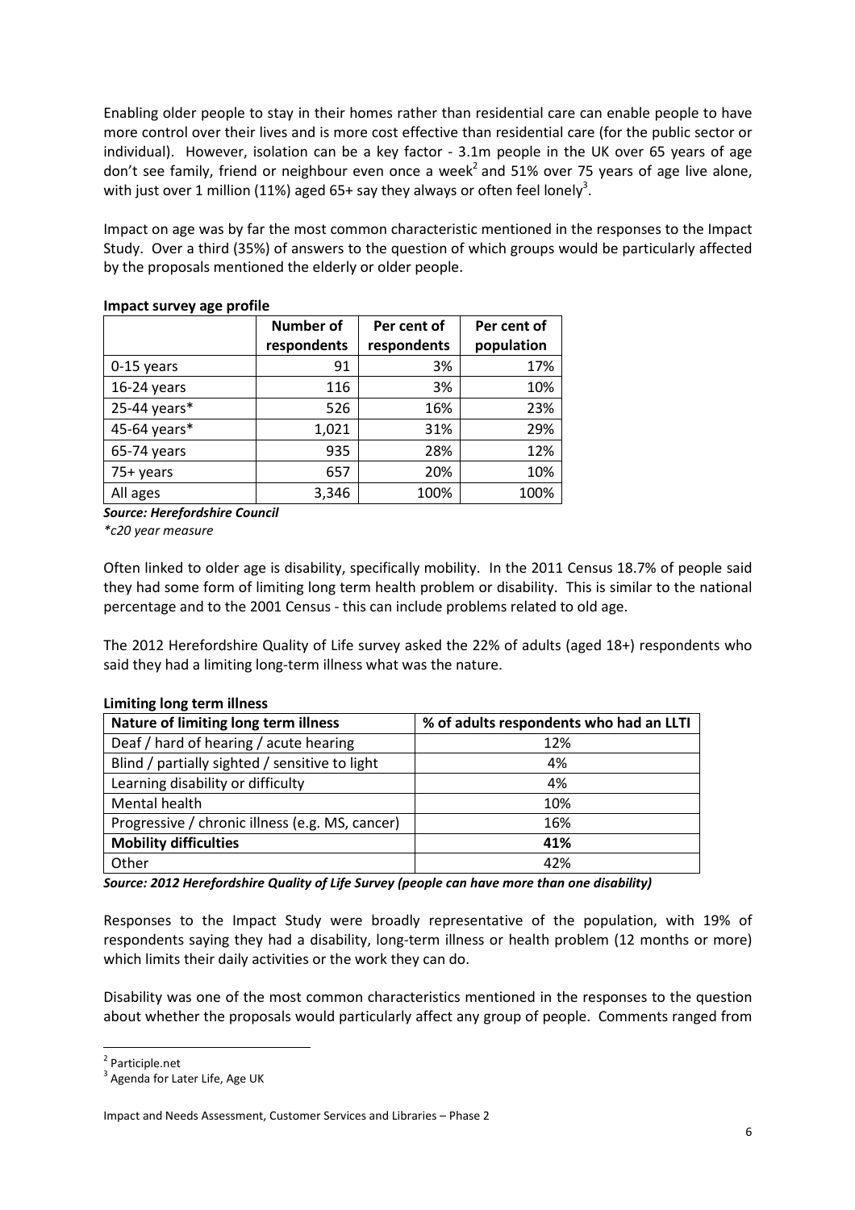Enabling older people to stay in their homes rather than residential care can enable people to have more control over their lives and is more cost effective than residential care (for the public sector or individual). However, isolation can be a key factor - 3.1m people in the UK over 65 years of age don't see family, friend or neighbour even once a week[2] and 51% over 75 years of age live alone, with just over 1 million (11%) aged 65+ say they always or often feel lonely[3].

Impact on age was by far the most common characteristic mentioned in the responses to the Impact Study. Over a third (35%) of answers to the question of which groups would be particularly affected by the proposals mentioned the elderly or older people.

**Impact survey age profile**

| | Number of respondents | Per cent of respondents | Per cent of population |
|---|---|---|---|
| 0-15 years | 91 | 3% | 17% |
| 16-24 years | 116 | 3% | 10% |
| 25-44 years* | 526 | 16% | 23% |
| 45-64 years* | 1,021 | 31% | 29% |
| 65-74 years | 935 | 28% | 12% |
| 75+ years | 657 | 20% | 10% |
| All ages | 3,346 | 100% | 100% |

***Source: Herefordshire Council***
*\*c20 year measure*

Often linked to older age is disability, specifically mobility. In the 2011 Census 18.7% of people said they had some form of limiting long term health problem or disability. This is similar to the national percentage and to the 2001 Census - this can include problems related to old age.

The 2012 Herefordshire Quality of Life survey asked the 22% of adults (aged 18+) respondents who said they had a limiting long-term illness what was the nature.

**Limiting long term illness**

| Nature of limiting long term illness | % of adults respondents who had an LLTI |
|---|---|
| Deaf / hard of hearing / acute hearing | 12% |
| Blind / partially sighted / sensitive to light | 4% |
| Learning disability or difficulty | 4% |
| Mental health | 10% |
| Progressive / chronic illness (e.g. MS, cancer) | 16% |
| **Mobility difficulties** | **41%** |
| Other | 42% |

***Source: 2012 Herefordshire Quality of Life Survey (people can have more than one disability)***

Responses to the Impact Study were broadly representative of the population, with 19% of respondents saying they had a disability, long-term illness or health problem (12 months or more) which limits their daily activities or the work they can do.

Disability was one of the most common characteristics mentioned in the responses to the question about whether the proposals would particularly affect any group of people. Comments ranged from

[2] Participle.net
[3] Agenda for Later Life, Age UK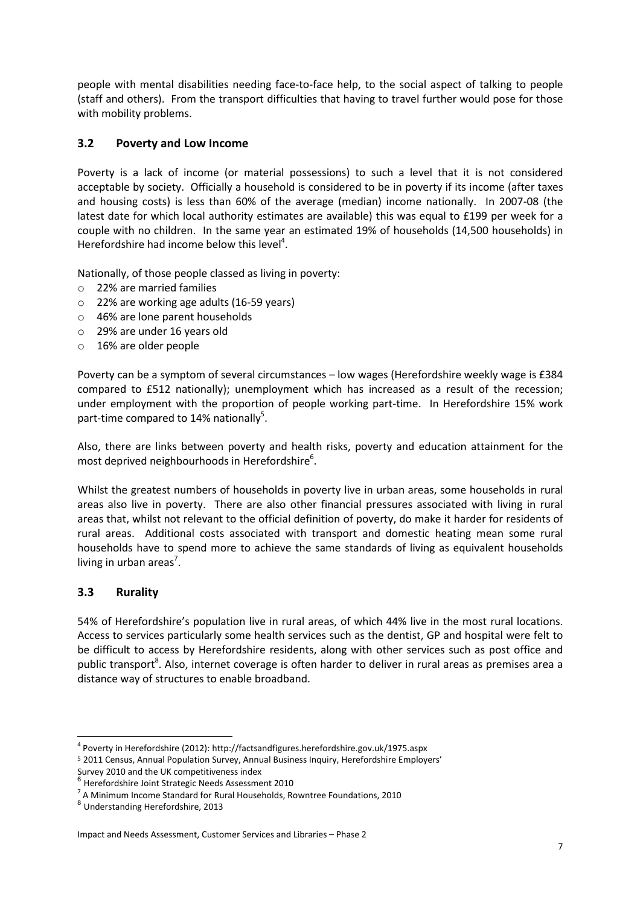people with mental disabilities needing face-to-face help, to the social aspect of talking to people (staff and others). From the transport difficulties that having to travel further would pose for those with mobility problems.

## 3.2 Poverty and Low Income

Poverty is a lack of income (or material possessions) to such a level that it is not considered acceptable by society. Officially a household is considered to be in poverty if its income (after taxes and housing costs) is less than 60% of the average (median) income nationally. In 2007-08 (the latest date for which local authority estimates are available) this was equal to £199 per week for a couple with no children. In the same year an estimated 19% of households (14,500 households) in Herefordshire had income below this level[4].

Nationally, of those people classed as living in poverty:

- 22% are married families
- 22% are working age adults (16-59 years)
- 46% are lone parent households
- 29% are under 16 years old
- 16% are older people

Poverty can be a symptom of several circumstances – low wages (Herefordshire weekly wage is £384 compared to £512 nationally); unemployment which has increased as a result of the recession; under employment with the proportion of people working part-time. In Herefordshire 15% work part-time compared to 14% nationally[5].

Also, there are links between poverty and health risks, poverty and education attainment for the most deprived neighbourhoods in Herefordshire[6].

Whilst the greatest numbers of households in poverty live in urban areas, some households in rural areas also live in poverty. There are also other financial pressures associated with living in rural areas that, whilst not relevant to the official definition of poverty, do make it harder for residents of rural areas. Additional costs associated with transport and domestic heating mean some rural households have to spend more to achieve the same standards of living as equivalent households living in urban areas[7].

## 3.3 Rurality

54% of Herefordshire's population live in rural areas, of which 44% live in the most rural locations. Access to services particularly some health services such as the dentist, GP and hospital were felt to be difficult to access by Herefordshire residents, along with other services such as post office and public transport[8]. Also, internet coverage is often harder to deliver in rural areas as premises area a distance way of structures to enable broadband.

---

[4] Poverty in Herefordshire (2012): http://factsandfigures.herefordshire.gov.uk/1975.aspx

[5] 2011 Census, Annual Population Survey, Annual Business Inquiry, Herefordshire Employers' Survey 2010 and the UK competitiveness index

[6] Herefordshire Joint Strategic Needs Assessment 2010

[7] A Minimum Income Standard for Rural Households, Rowntree Foundations, 2010

[8] Understanding Herefordshire, 2013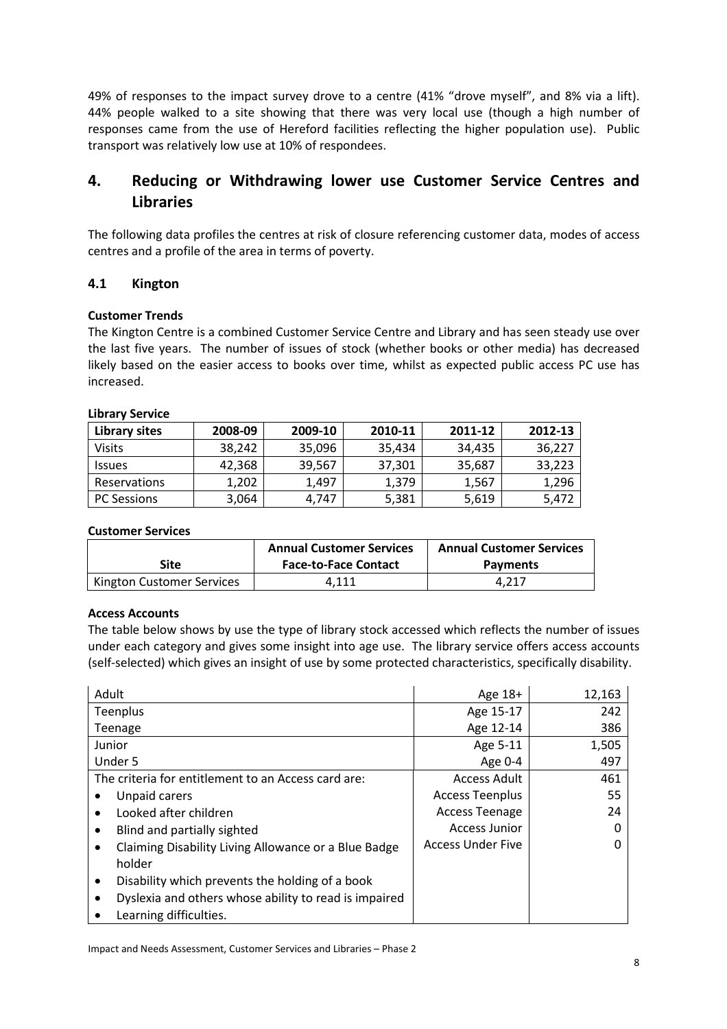49% of responses to the impact survey drove to a centre (41% "drove myself", and 8% via a lift). 44% people walked to a site showing that there was very local use (though a high number of responses came from the use of Hereford facilities reflecting the higher population use). Public transport was relatively low use at 10% of respondees.

## 4. Reducing or Withdrawing lower use Customer Service Centres and Libraries

The following data profiles the centres at risk of closure referencing customer data, modes of access centres and a profile of the area in terms of poverty.

### 4.1 Kington

**Customer Trends**

The Kington Centre is a combined Customer Service Centre and Library and has seen steady use over the last five years. The number of issues of stock (whether books or other media) has decreased likely based on the easier access to books over time, whilst as expected public access PC use has increased.

**Library Service**

| Library sites | 2008-09 | 2009-10 | 2010-11 | 2011-12 | 2012-13 |
|---|---|---|---|---|---|
| Visits | 38,242 | 35,096 | 35,434 | 34,435 | 36,227 |
| Issues | 42,368 | 39,567 | 37,301 | 35,687 | 33,223 |
| Reservations | 1,202 | 1,497 | 1,379 | 1,567 | 1,296 |
| PC Sessions | 3,064 | 4,747 | 5,381 | 5,619 | 5,472 |

**Customer Services**

| Site | Annual Customer Services Face-to-Face Contact | Annual Customer Services Payments |
|---|---|---|
| Kington Customer Services | 4,111 | 4,217 |

**Access Accounts**

The table below shows by use the type of library stock accessed which reflects the number of issues under each category and gives some insight into age use. The library service offers access accounts (self-selected) which gives an insight of use by some protected characteristics, specifically disability.

| | | |
|---|---|---|
| Adult | Age 18+ | 12,163 |
| Teenplus | Age 15-17 | 242 |
| Teenage | Age 12-14 | 386 |
| Junior | Age 5-11 | 1,505 |
| Under 5 | Age 0-4 | 497 |
| The criteria for entitlement to an Access card are:<br>• Unpaid carers<br>• Looked after children<br>• Blind and partially sighted<br>• Claiming Disability Living Allowance or a Blue Badge holder<br>• Disability which prevents the holding of a book<br>• Dyslexia and others whose ability to read is impaired<br>• Learning difficulties. | Access Adult<br>Access Teenplus<br>Access Teenage<br>Access Junior<br>Access Under Five | 461<br>55<br>24<br>0<br>0 |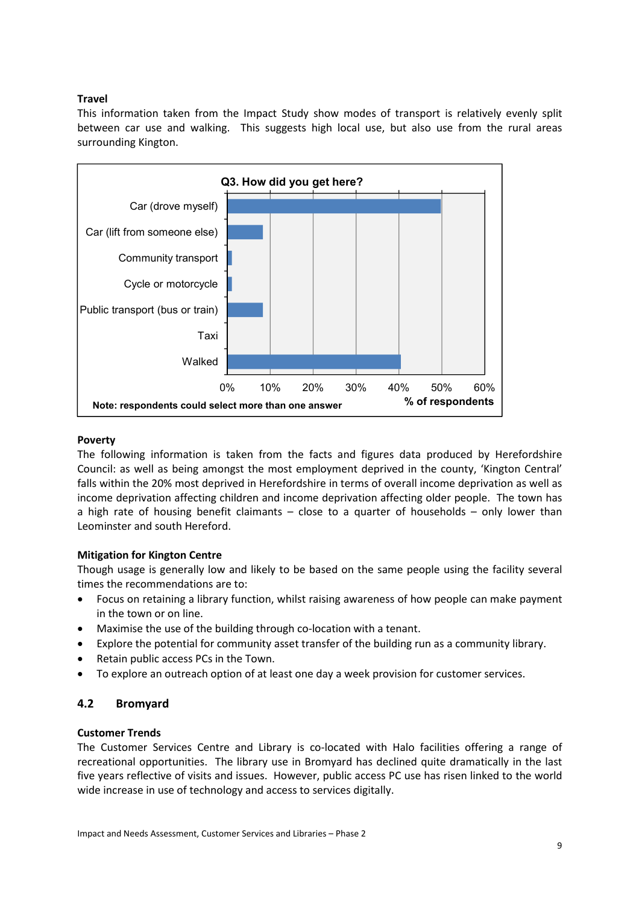**Travel**

This information taken from the Impact Study show modes of transport is relatively evenly split between car use and walking. This suggests high local use, but also use from the rural areas surrounding Kington.

**Q3. How did you get here?**

| Mode | % of respondents |
|---|---|
| Car (drove myself) | ~50% |
| Car (lift from someone else) | ~8% |
| Community transport | ~1% |
| Cycle or motorcycle | ~1% |
| Public transport (bus or train) | ~8% |
| Taxi | 0% |
| Walked | ~40% |

Note: respondents could select more than one answer

**Poverty**

The following information is taken from the facts and figures data produced by Herefordshire Council: as well as being amongst the most employment deprived in the county, 'Kington Central' falls within the 20% most deprived in Herefordshire in terms of overall income deprivation as well as income deprivation affecting children and income deprivation affecting older people. The town has a high rate of housing benefit claimants – close to a quarter of households – only lower than Leominster and south Hereford.

**Mitigation for Kington Centre**

Though usage is generally low and likely to be based on the same people using the facility several times the recommendations are to:

- Focus on retaining a library function, whilst raising awareness of how people can make payment in the town or on line.
- Maximise the use of the building through co-location with a tenant.
- Explore the potential for community asset transfer of the building run as a community library.
- Retain public access PCs in the Town.
- To explore an outreach option of at least one day a week provision for customer services.

## 4.2 Bromyard

**Customer Trends**

The Customer Services Centre and Library is co-located with Halo facilities offering a range of recreational opportunities. The library use in Bromyard has declined quite dramatically in the last five years reflective of visits and issues. However, public access PC use has risen linked to the world wide increase in use of technology and access to services digitally.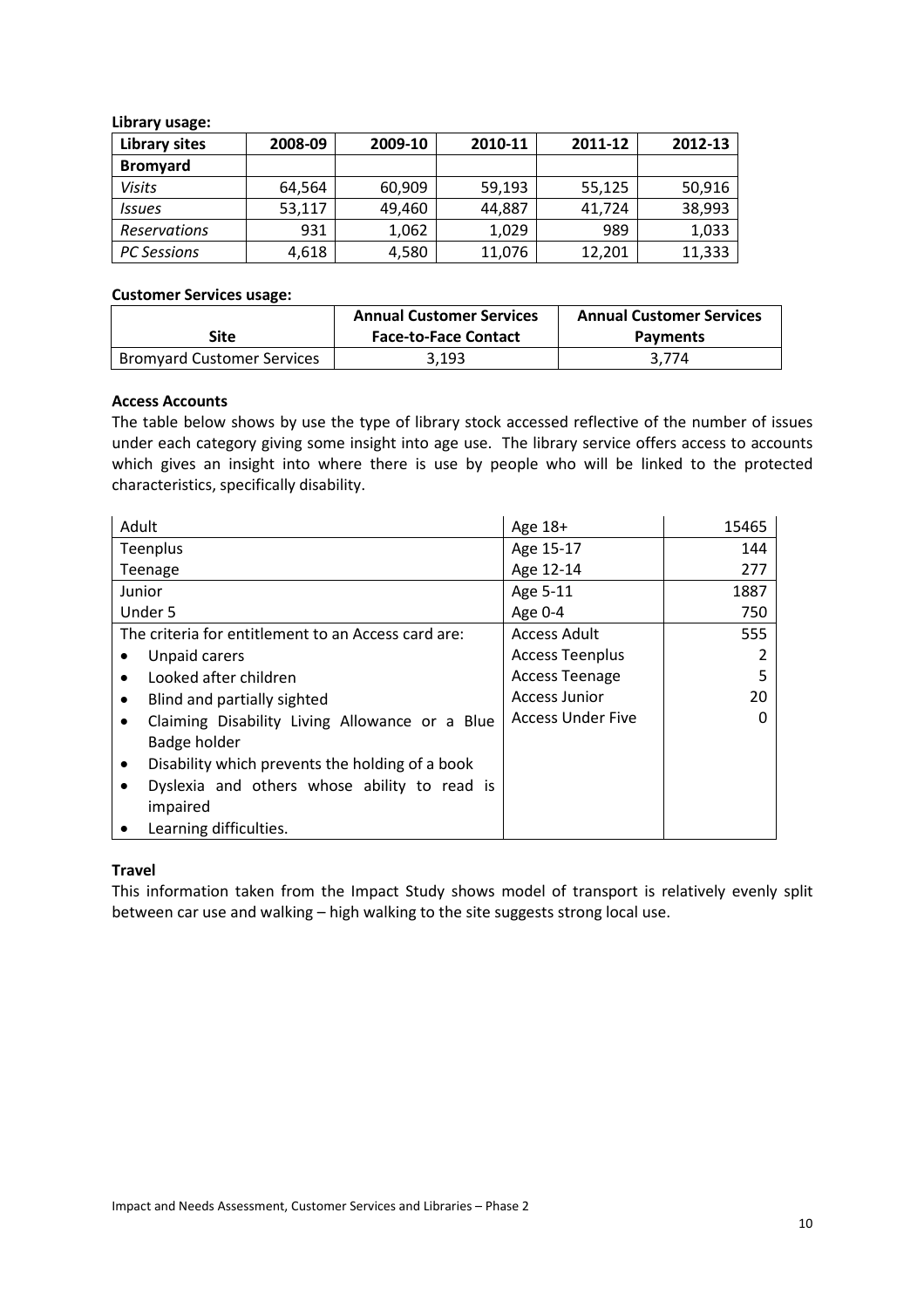**Library usage:**

| Library sites | 2008-09 | 2009-10 | 2010-11 | 2011-12 | 2012-13 |
|---|---|---|---|---|---|
| **Bromyard** | | | | | |
| *Visits* | 64,564 | 60,909 | 59,193 | 55,125 | 50,916 |
| *Issues* | 53,117 | 49,460 | 44,887 | 41,724 | 38,993 |
| *Reservations* | 931 | 1,062 | 1,029 | 989 | 1,033 |
| *PC Sessions* | 4,618 | 4,580 | 11,076 | 12,201 | 11,333 |

**Customer Services usage:**

| Site | Annual Customer Services Face-to-Face Contact | Annual Customer Services Payments |
|---|---|---|
| Bromyard Customer Services | 3,193 | 3,774 |

**Access Accounts**

The table below shows by use the type of library stock accessed reflective of the number of issues under each category giving some insight into age use. The library service offers access to accounts which gives an insight into where there is use by people who will be linked to the protected characteristics, specifically disability.

| | | |
|---|---|---|
| Adult | Age 18+ | 15465 |
| Teenplus | Age 15-17 | 144 |
| Teenage | Age 12-14 | 277 |
| Junior | Age 5-11 | 1887 |
| Under 5 | Age 0-4 | 750 |
| The criteria for entitlement to an Access card are:<br>• Unpaid carers<br>• Looked after children<br>• Blind and partially sighted<br>• Claiming Disability Living Allowance or a Blue Badge holder<br>• Disability which prevents the holding of a book<br>• Dyslexia and others whose ability to read is impaired<br>• Learning difficulties. | Access Adult<br>Access Teenplus<br>Access Teenage<br>Access Junior<br>Access Under Five | 555<br>2<br>5<br>20<br>0 |

**Travel**

This information taken from the Impact Study shows model of transport is relatively evenly split between car use and walking – high walking to the site suggests strong local use.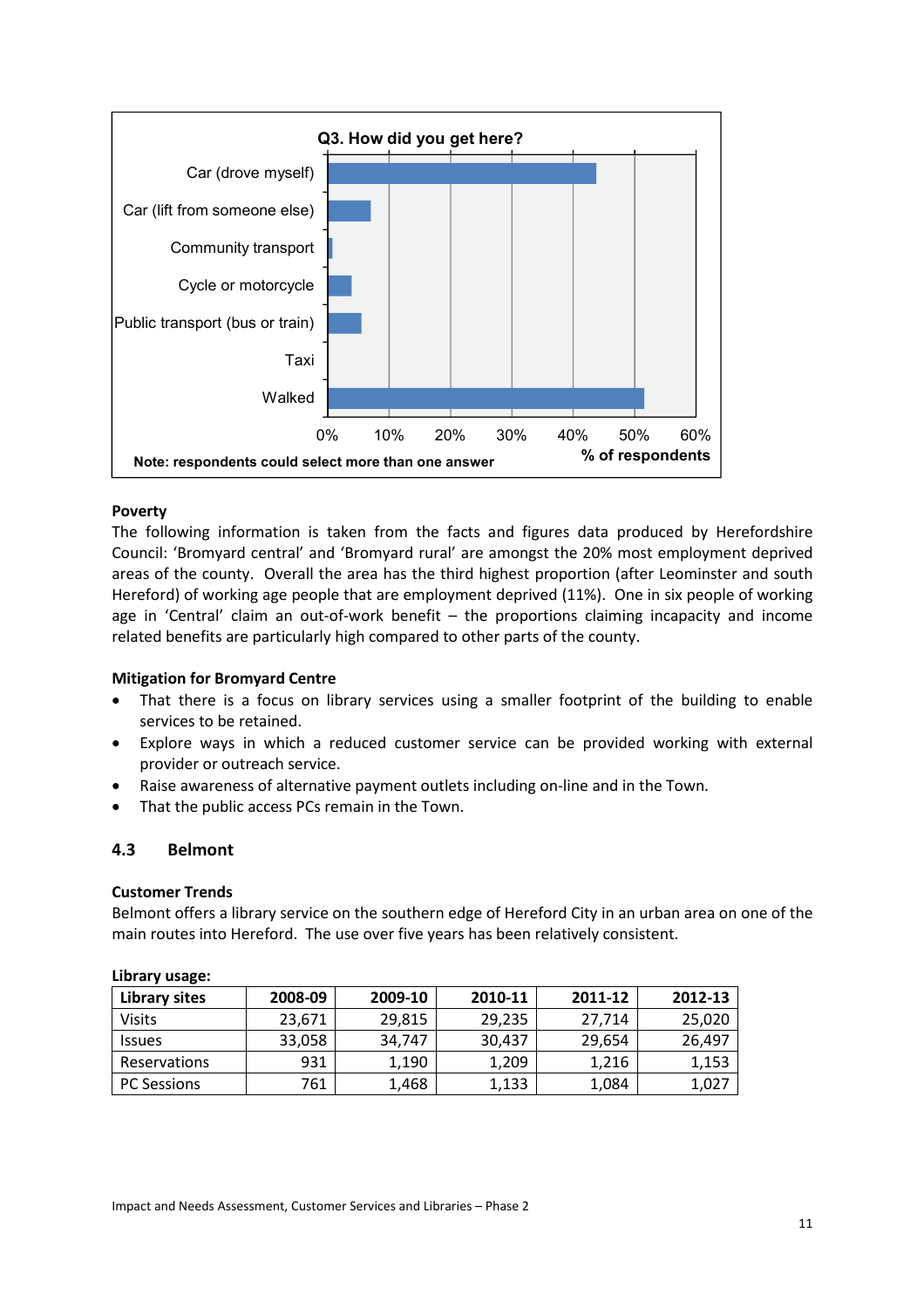Q3. How did you get here?

| Response | % of respondents |
|---|---|
| Car (drove myself) | |
| Car (lift from someone else) | |
| Community transport | |
| Cycle or motorcycle | |
| Public transport (bus or train) | |
| Taxi | |
| Walked | |

Note: respondents could select more than one answer

**Poverty**
The following information is taken from the facts and figures data produced by Herefordshire Council: 'Bromyard central' and 'Bromyard rural' are amongst the 20% most employment deprived areas of the county. Overall the area has the third highest proportion (after Leominster and south Hereford) of working age people that are employment deprived (11%). One in six people of working age in 'Central' claim an out-of-work benefit – the proportions claiming incapacity and income related benefits are particularly high compared to other parts of the county.

**Mitigation for Bromyard Centre**

- That there is a focus on library services using a smaller footprint of the building to enable services to be retained.
- Explore ways in which a reduced customer service can be provided working with external provider or outreach service.
- Raise awareness of alternative payment outlets including on-line and in the Town.
- That the public access PCs remain in the Town.

## 4.3 Belmont

**Customer Trends**
Belmont offers a library service on the southern edge of Hereford City in an urban area on one of the main routes into Hereford. The use over five years has been relatively consistent.

**Library usage:**

| Library sites | 2008-09 | 2009-10 | 2010-11 | 2011-12 | 2012-13 |
|---|---|---|---|---|---|
| Visits | 23,671 | 29,815 | 29,235 | 27,714 | 25,020 |
| Issues | 33,058 | 34,747 | 30,437 | 29,654 | 26,497 |
| Reservations | 931 | 1,190 | 1,209 | 1,216 | 1,153 |
| PC Sessions | 761 | 1,468 | 1,133 | 1,084 | 1,027 |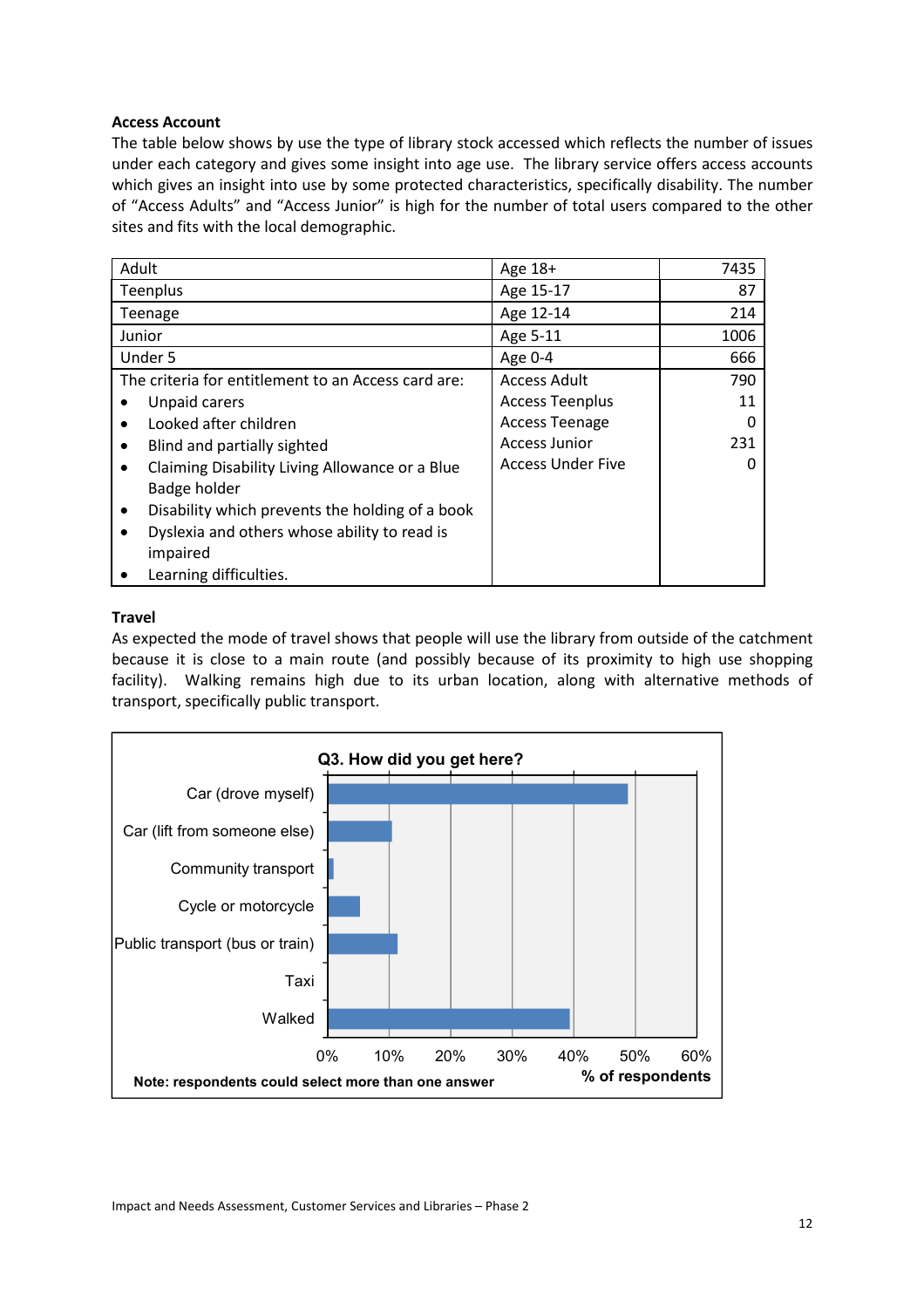**Access Account**

The table below shows by use the type of library stock accessed which reflects the number of issues under each category and gives some insight into age use. The library service offers access accounts which gives an insight into use by some protected characteristics, specifically disability. The number of "Access Adults" and "Access Junior" is high for the number of total users compared to the other sites and fits with the local demographic.

| Adult | Age 18+ | 7435 |
|---|---|---|
| Teenplus | Age 15-17 | 87 |
| Teenage | Age 12-14 | 214 |
| Junior | Age 5-11 | 1006 |
| Under 5 | Age 0-4 | 666 |
| The criteria for entitlement to an Access card are:<br>• Unpaid carers<br>• Looked after children<br>• Blind and partially sighted<br>• Claiming Disability Living Allowance or a Blue Badge holder<br>• Disability which prevents the holding of a book<br>• Dyslexia and others whose ability to read is impaired<br>• Learning difficulties. | Access Adult<br>Access Teenplus<br>Access Teenage<br>Access Junior<br>Access Under Five | 790<br>11<br>0<br>231<br>0 |

**Travel**

As expected the mode of travel shows that people will use the library from outside of the catchment because it is close to a main route (and possibly because of its proximity to high use shopping facility). Walking remains high due to its urban location, along with alternative methods of transport, specifically public transport.

**Q3. How did you get here?**

Categories: Car (drove myself); Car (lift from someone else); Community transport; Cycle or motorcycle; Public transport (bus or train); Taxi; Walked

Axis: 0% – 60%, % of respondents

Note: respondents could select more than one answer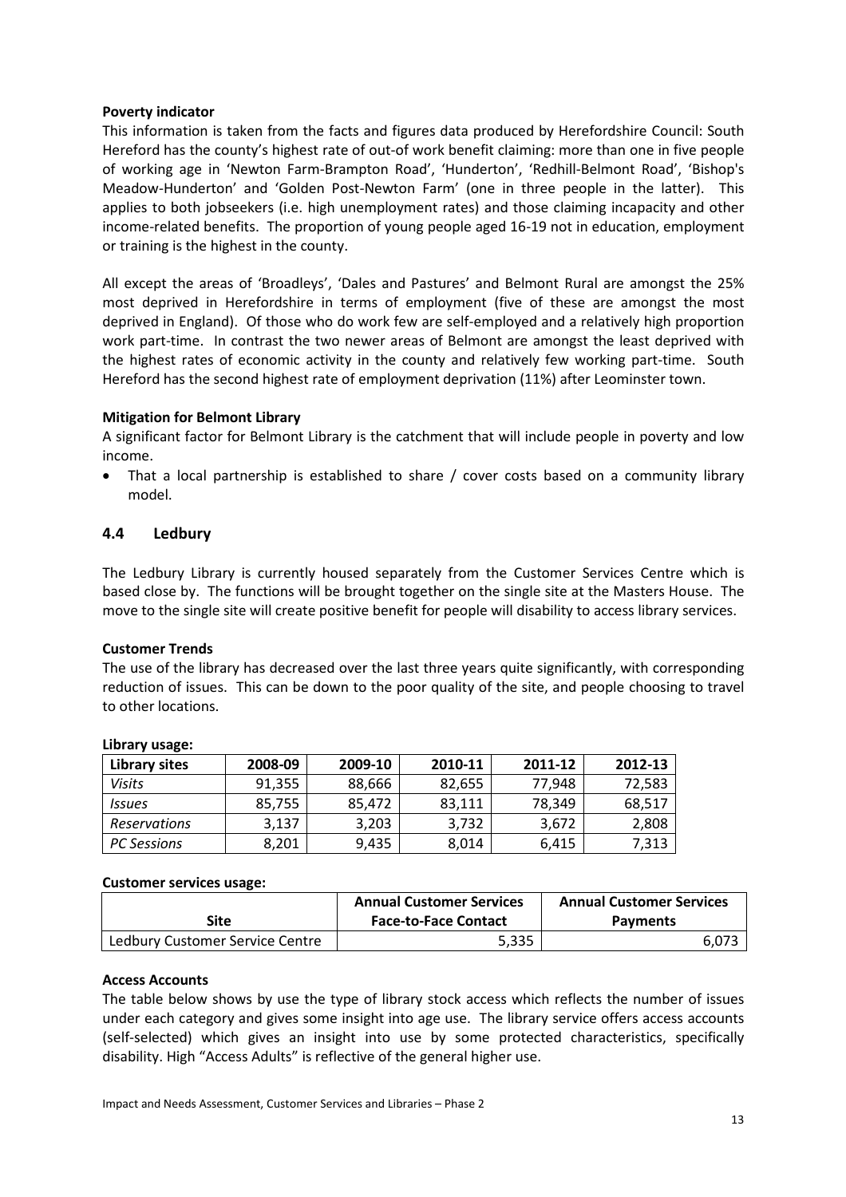**Poverty indicator**

This information is taken from the facts and figures data produced by Herefordshire Council: South Hereford has the county's highest rate of out-of work benefit claiming: more than one in five people of working age in 'Newton Farm-Brampton Road', 'Hunderton', 'Redhill-Belmont Road', 'Bishop's Meadow-Hunderton' and 'Golden Post-Newton Farm' (one in three people in the latter). This applies to both jobseekers (i.e. high unemployment rates) and those claiming incapacity and other income-related benefits. The proportion of young people aged 16-19 not in education, employment or training is the highest in the county.

All except the areas of 'Broadleys', 'Dales and Pastures' and Belmont Rural are amongst the 25% most deprived in Herefordshire in terms of employment (five of these are amongst the most deprived in England). Of those who do work few are self-employed and a relatively high proportion work part-time. In contrast the two newer areas of Belmont are amongst the least deprived with the highest rates of economic activity in the county and relatively few working part-time. South Hereford has the second highest rate of employment deprivation (11%) after Leominster town.

**Mitigation for Belmont Library**

A significant factor for Belmont Library is the catchment that will include people in poverty and low income.

- That a local partnership is established to share / cover costs based on a community library model.

## 4.4 Ledbury

The Ledbury Library is currently housed separately from the Customer Services Centre which is based close by. The functions will be brought together on the single site at the Masters House. The move to the single site will create positive benefit for people will disability to access library services.

**Customer Trends**

The use of the library has decreased over the last three years quite significantly, with corresponding reduction of issues. This can be down to the poor quality of the site, and people choosing to travel to other locations.

**Library usage:**

| Library sites | 2008-09 | 2009-10 | 2010-11 | 2011-12 | 2012-13 |
|---|---|---|---|---|---|
| *Visits* | 91,355 | 88,666 | 82,655 | 77,948 | 72,583 |
| *Issues* | 85,755 | 85,472 | 83,111 | 78,349 | 68,517 |
| *Reservations* | 3,137 | 3,203 | 3,732 | 3,672 | 2,808 |
| *PC Sessions* | 8,201 | 9,435 | 8,014 | 6,415 | 7,313 |

**Customer services usage:**

| Site | Annual Customer Services Face-to-Face Contact | Annual Customer Services Payments |
|---|---|---|
| Ledbury Customer Service Centre | 5,335 | 6,073 |

**Access Accounts**

The table below shows by use the type of library stock access which reflects the number of issues under each category and gives some insight into age use. The library service offers access accounts (self-selected) which gives an insight into use by some protected characteristics, specifically disability. High "Access Adults" is reflective of the general higher use.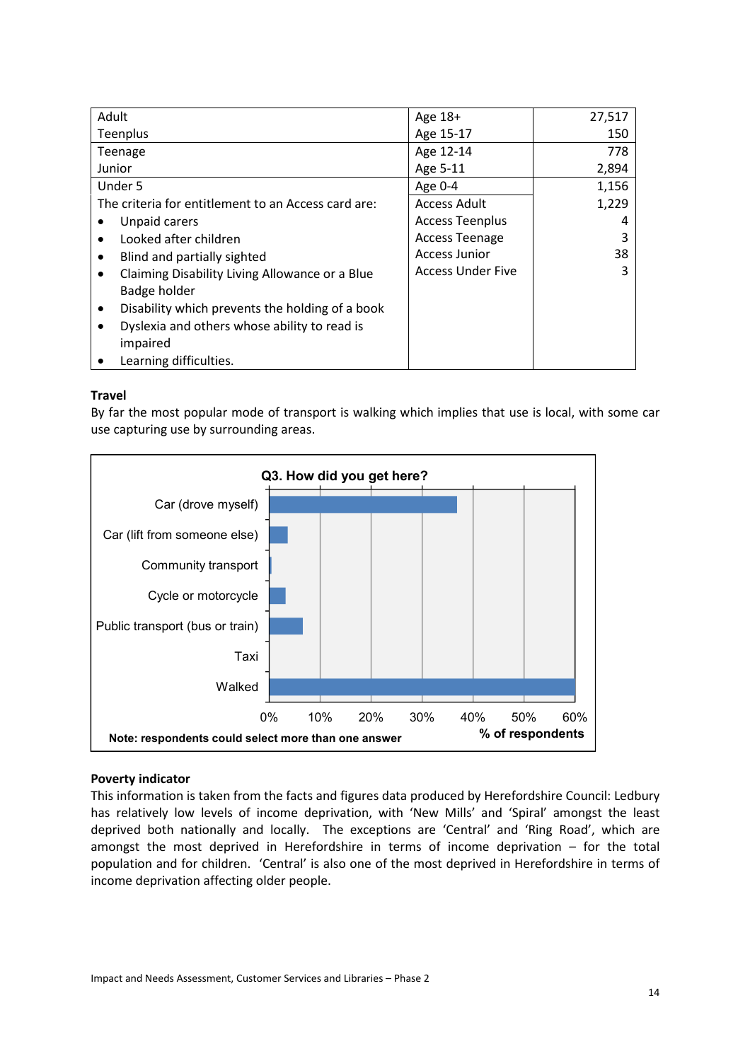| | | |
|---|---|---|
| Adult | Age 18+ | 27,517 |
| Teenplus | Age 15-17 | 150 |
| Teenage | Age 12-14 | 778 |
| Junior | Age 5-11 | 2,894 |
| Under 5 | Age 0-4 | 1,156 |
| The criteria for entitlement to an Access card are: | Access Adult | 1,229 |
| • Unpaid carers | Access Teenplus | 4 |
| • Looked after children | Access Teenage | 3 |
| • Blind and partially sighted | Access Junior | 38 |
| • Claiming Disability Living Allowance or a Blue Badge holder | Access Under Five | 3 |
| • Disability which prevents the holding of a book | | |
| • Dyslexia and others whose ability to read is impaired | | |
| • Learning difficulties. | | |

**Travel**

By far the most popular mode of transport is walking which implies that use is local, with some car use capturing use by surrounding areas.

**Q3. How did you get here?**

Car (drove myself)
Car (lift from someone else)
Community transport
Cycle or motorcycle
Public transport (bus or train)
Taxi
Walked

0% 10% 20% 30% 40% 50% 60%

% of respondents

Note: respondents could select more than one answer

**Poverty indicator**

This information is taken from the facts and figures data produced by Herefordshire Council: Ledbury has relatively low levels of income deprivation, with 'New Mills' and 'Spiral' amongst the least deprived both nationally and locally. The exceptions are 'Central' and 'Ring Road', which are amongst the most deprived in Herefordshire in terms of income deprivation – for the total population and for children. 'Central' is also one of the most deprived in Herefordshire in terms of income deprivation affecting older people.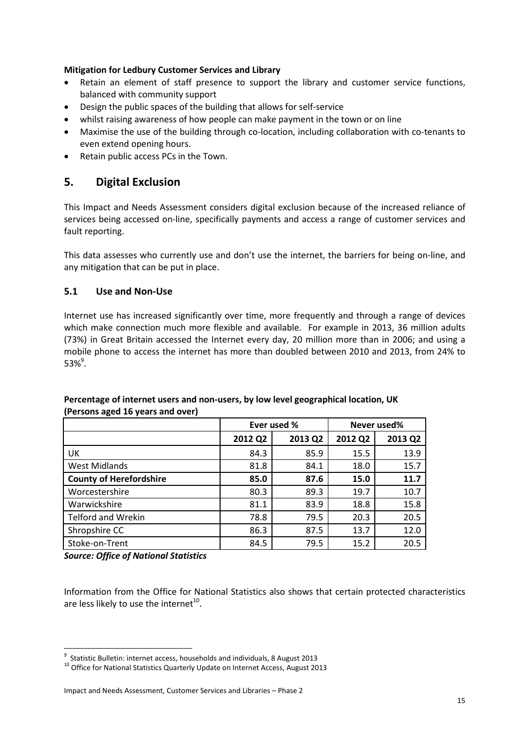**Mitigation for Ledbury Customer Services and Library**

- Retain an element of staff presence to support the library and customer service functions, balanced with community support
- Design the public spaces of the building that allows for self-service
- whilst raising awareness of how people can make payment in the town or on line
- Maximise the use of the building through co-location, including collaboration with co-tenants to even extend opening hours.
- Retain public access PCs in the Town.

## 5. Digital Exclusion

This Impact and Needs Assessment considers digital exclusion because of the increased reliance of services being accessed on-line, specifically payments and access a range of customer services and fault reporting.

This data assesses who currently use and don't use the internet, the barriers for being on-line, and any mitigation that can be put in place.

### 5.1 Use and Non-Use

Internet use has increased significantly over time, more frequently and through a range of devices which make connection much more flexible and available. For example in 2013, 36 million adults (73%) in Great Britain accessed the Internet every day, 20 million more than in 2006; and using a mobile phone to access the internet has more than doubled between 2010 and 2013, from 24% to 53%[9].

**Percentage of internet users and non-users, by low level geographical location, UK (Persons aged 16 years and over)**

| | Ever used % | | Never used% | |
|---|---|---|---|---|
| | 2012 Q2 | 2013 Q2 | 2012 Q2 | 2013 Q2 |
| UK | 84.3 | 85.9 | 15.5 | 13.9 |
| West Midlands | 81.8 | 84.1 | 18.0 | 15.7 |
| **County of Herefordshire** | **85.0** | **87.6** | **15.0** | **11.7** |
| Worcestershire | 80.3 | 89.3 | 19.7 | 10.7 |
| Warwickshire | 81.1 | 83.9 | 18.8 | 15.8 |
| Telford and Wrekin | 78.8 | 79.5 | 20.3 | 20.5 |
| Shropshire CC | 86.3 | 87.5 | 13.7 | 12.0 |
| Stoke-on-Trent | 84.5 | 79.5 | 15.2 | 20.5 |

***Source: Office of National Statistics***

Information from the Office for National Statistics also shows that certain protected characteristics are less likely to use the internet[10].

[9] Statistic Bulletin: internet access, households and individuals, 8 August 2013

[10] Office for National Statistics Quarterly Update on Internet Access, August 2013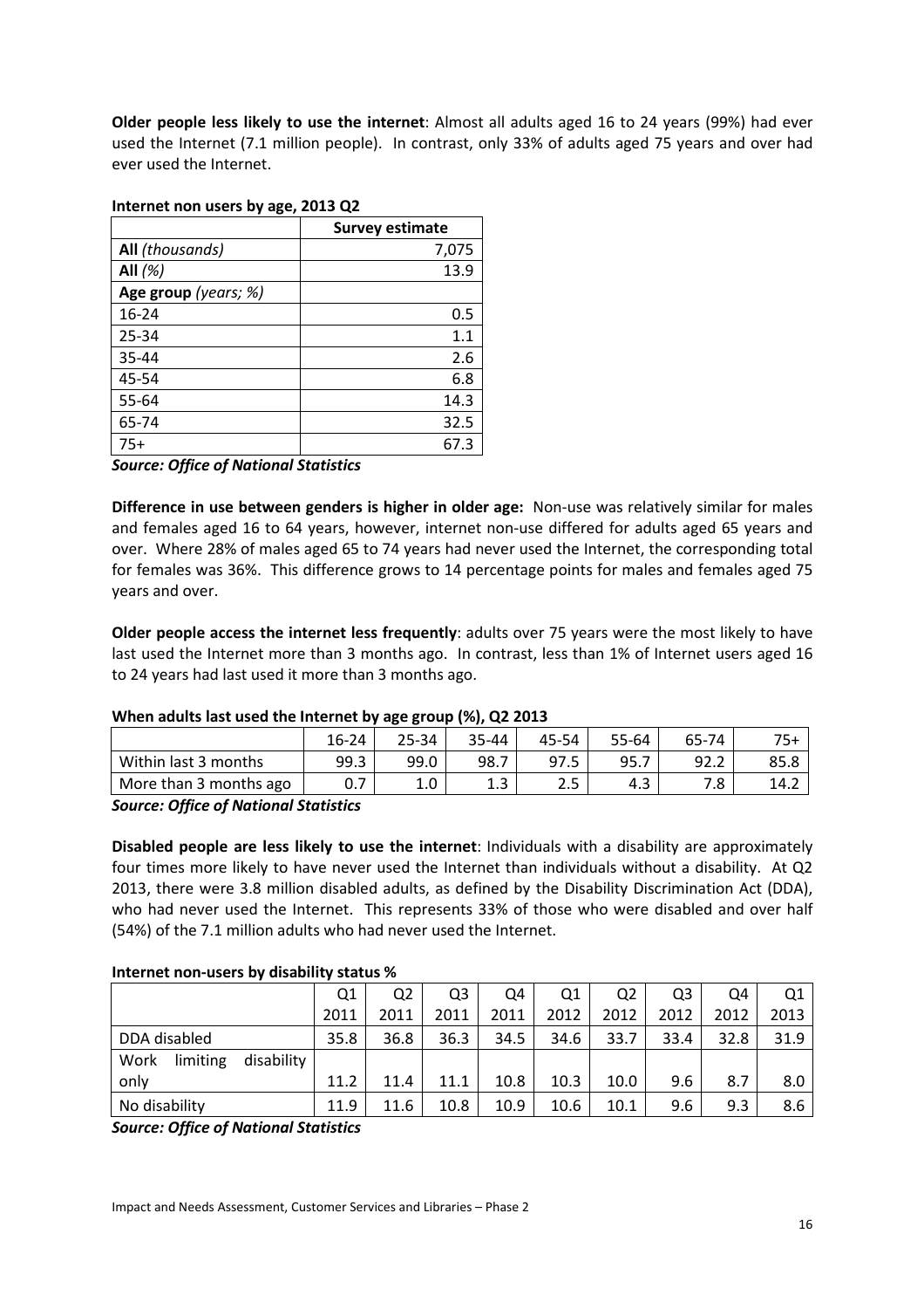**Older people less likely to use the internet**: Almost all adults aged 16 to 24 years (99%) had ever used the Internet (7.1 million people). In contrast, only 33% of adults aged 75 years and over had ever used the Internet.

**Internet non users by age, 2013 Q2**

| | Survey estimate |
|---|---|
| **All** *(thousands)* | 7,075 |
| **All** *(%)* | 13.9 |
| **Age group** *(years; %)* | |
| 16-24 | 0.5 |
| 25-34 | 1.1 |
| 35-44 | 2.6 |
| 45-54 | 6.8 |
| 55-64 | 14.3 |
| 65-74 | 32.5 |
| 75+ | 67.3 |

***Source: Office of National Statistics***

**Difference in use between genders is higher in older age:** Non-use was relatively similar for males and females aged 16 to 64 years, however, internet non-use differed for adults aged 65 years and over. Where 28% of males aged 65 to 74 years had never used the Internet, the corresponding total for females was 36%. This difference grows to 14 percentage points for males and females aged 75 years and over.

**Older people access the internet less frequently**: adults over 75 years were the most likely to have last used the Internet more than 3 months ago. In contrast, less than 1% of Internet users aged 16 to 24 years had last used it more than 3 months ago.

**When adults last used the Internet by age group (%), Q2 2013**

| | 16-24 | 25-34 | 35-44 | 45-54 | 55-64 | 65-74 | 75+ |
|---|---|---|---|---|---|---|---|
| Within last 3 months | 99.3 | 99.0 | 98.7 | 97.5 | 95.7 | 92.2 | 85.8 |
| More than 3 months ago | 0.7 | 1.0 | 1.3 | 2.5 | 4.3 | 7.8 | 14.2 |

***Source: Office of National Statistics***

**Disabled people are less likely to use the internet**: Individuals with a disability are approximately four times more likely to have never used the Internet than individuals without a disability. At Q2 2013, there were 3.8 million disabled adults, as defined by the Disability Discrimination Act (DDA), who had never used the Internet. This represents 33% of those who were disabled and over half (54%) of the 7.1 million adults who had never used the Internet.

**Internet non-users by disability status %**

| | Q1 2011 | Q2 2011 | Q3 2011 | Q4 2011 | Q1 2012 | Q2 2012 | Q3 2012 | Q4 2012 | Q1 2013 |
|---|---|---|---|---|---|---|---|---|---|
| DDA disabled | 35.8 | 36.8 | 36.3 | 34.5 | 34.6 | 33.7 | 33.4 | 32.8 | 31.9 |
| Work limiting disability only | 11.2 | 11.4 | 11.1 | 10.8 | 10.3 | 10.0 | 9.6 | 8.7 | 8.0 |
| No disability | 11.9 | 11.6 | 10.8 | 10.9 | 10.6 | 10.1 | 9.6 | 9.3 | 8.6 |

***Source: Office of National Statistics***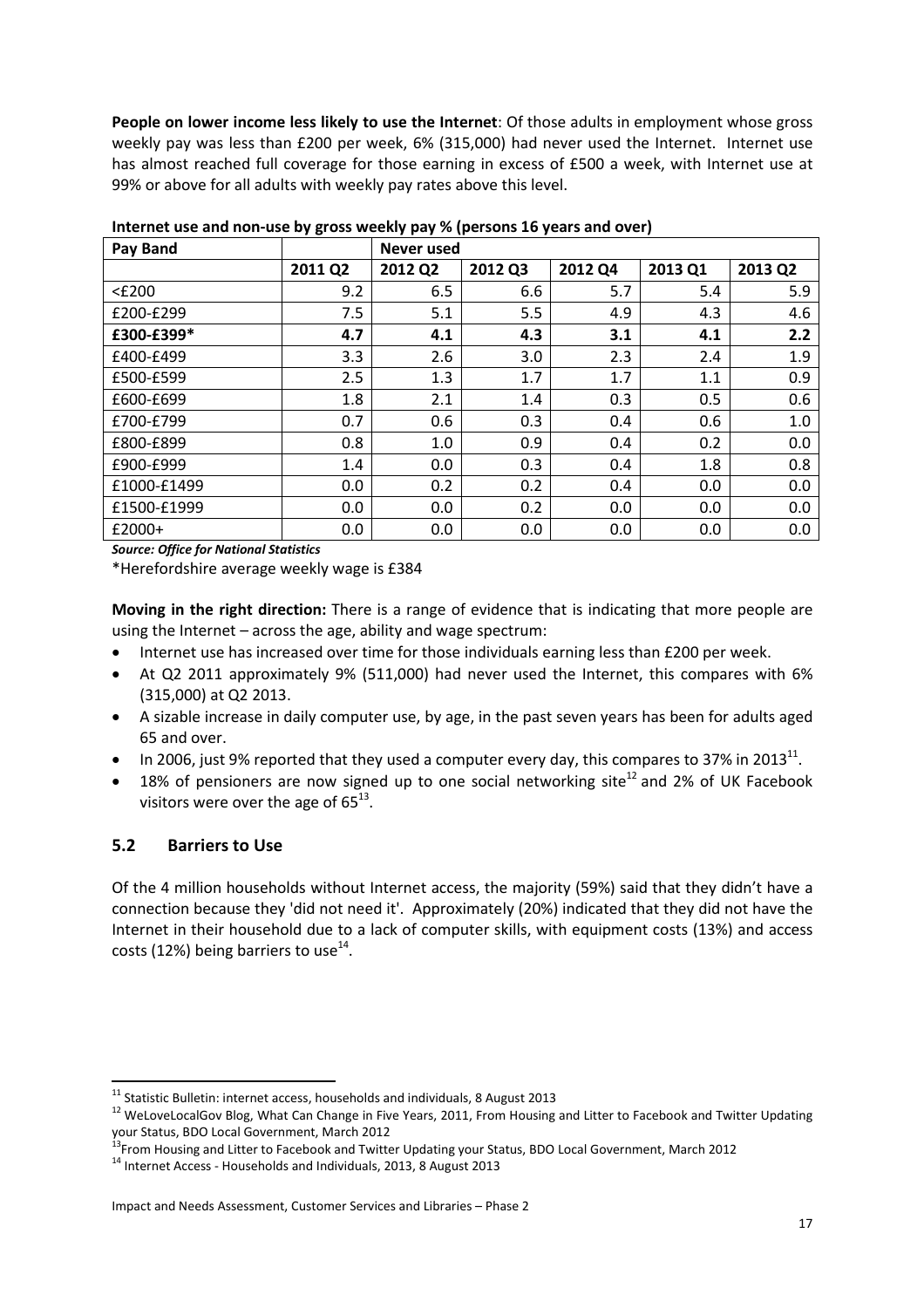**People on lower income less likely to use the Internet**: Of those adults in employment whose gross weekly pay was less than £200 per week, 6% (315,000) had never used the Internet. Internet use has almost reached full coverage for those earning in excess of £500 a week, with Internet use at 99% or above for all adults with weekly pay rates above this level.

**Internet use and non-use by gross weekly pay % (persons 16 years and over)**

| Pay Band | | Never used | | | | |
|---|---|---|---|---|---|---|
| | 2011 Q2 | 2012 Q2 | 2012 Q3 | 2012 Q4 | 2013 Q1 | 2013 Q2 |
| <£200 | 9.2 | 6.5 | 6.6 | 5.7 | 5.4 | 5.9 |
| £200-£299 | 7.5 | 5.1 | 5.5 | 4.9 | 4.3 | 4.6 |
| **£300-£399*** | **4.7** | **4.1** | **4.3** | **3.1** | **4.1** | **2.2** |
| £400-£499 | 3.3 | 2.6 | 3.0 | 2.3 | 2.4 | 1.9 |
| £500-£599 | 2.5 | 1.3 | 1.7 | 1.7 | 1.1 | 0.9 |
| £600-£699 | 1.8 | 2.1 | 1.4 | 0.3 | 0.5 | 0.6 |
| £700-£799 | 0.7 | 0.6 | 0.3 | 0.4 | 0.6 | 1.0 |
| £800-£899 | 0.8 | 1.0 | 0.9 | 0.4 | 0.2 | 0.0 |
| £900-£999 | 1.4 | 0.0 | 0.3 | 0.4 | 1.8 | 0.8 |
| £1000-£1499 | 0.0 | 0.2 | 0.2 | 0.4 | 0.0 | 0.0 |
| £1500-£1999 | 0.0 | 0.0 | 0.2 | 0.0 | 0.0 | 0.0 |
| £2000+ | 0.0 | 0.0 | 0.0 | 0.0 | 0.0 | 0.0 |

***Source: Office for National Statistics***

*Herefordshire average weekly wage is £384

**Moving in the right direction:** There is a range of evidence that is indicating that more people are using the Internet – across the age, ability and wage spectrum:

- Internet use has increased over time for those individuals earning less than £200 per week.
- At Q2 2011 approximately 9% (511,000) had never used the Internet, this compares with 6% (315,000) at Q2 2013.
- A sizable increase in daily computer use, by age, in the past seven years has been for adults aged 65 and over.
- In 2006, just 9% reported that they used a computer every day, this compares to 37% in 2013[11].
- 18% of pensioners are now signed up to one social networking site[12] and 2% of UK Facebook visitors were over the age of 65[13].

## 5.2 Barriers to Use

Of the 4 million households without Internet access, the majority (59%) said that they didn't have a connection because they 'did not need it'. Approximately (20%) indicated that they did not have the Internet in their household due to a lack of computer skills, with equipment costs (13%) and access costs (12%) being barriers to use[14].

[11] Statistic Bulletin: internet access, households and individuals, 8 August 2013

[12] WeLoveLocalGov Blog, What Can Change in Five Years, 2011, From Housing and Litter to Facebook and Twitter Updating your Status, BDO Local Government, March 2012

[13] From Housing and Litter to Facebook and Twitter Updating your Status, BDO Local Government, March 2012

[14] Internet Access - Households and Individuals, 2013, 8 August 2013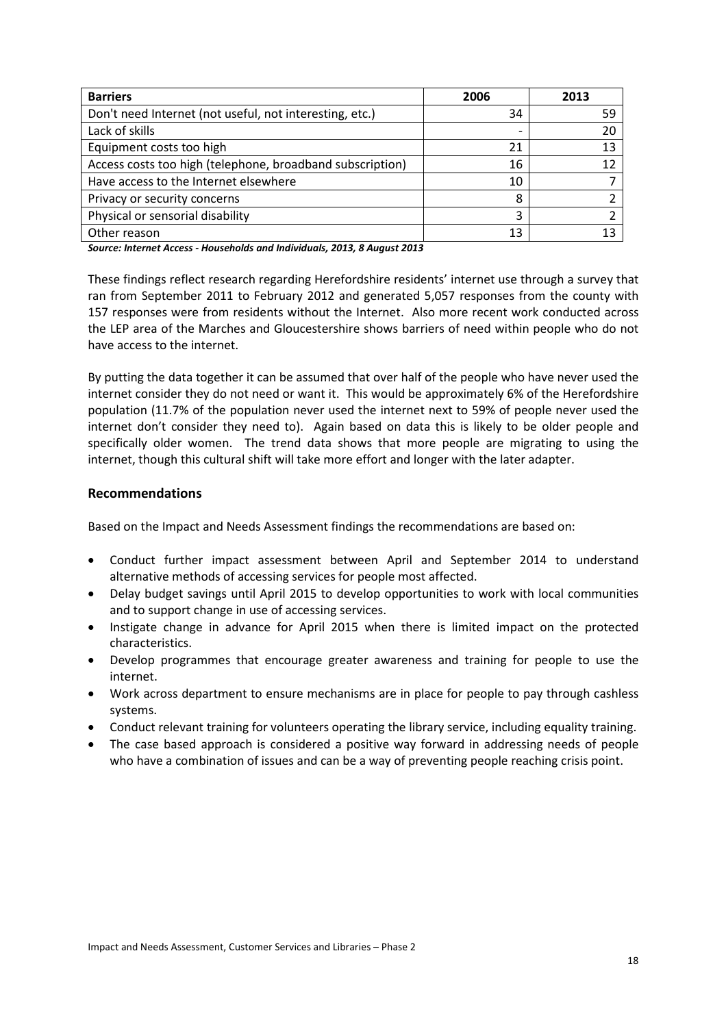| Barriers | 2006 | 2013 |
|---|---|---|
| Don't need Internet (not useful, not interesting, etc.) | 34 | 59 |
| Lack of skills | - | 20 |
| Equipment costs too high | 21 | 13 |
| Access costs too high (telephone, broadband subscription) | 16 | 12 |
| Have access to the Internet elsewhere | 10 | 7 |
| Privacy or security concerns | 8 | 2 |
| Physical or sensorial disability | 3 | 2 |
| Other reason | 13 | 13 |

***Source: Internet Access - Households and Individuals, 2013, 8 August 2013***

These findings reflect research regarding Herefordshire residents' internet use through a survey that ran from September 2011 to February 2012 and generated 5,057 responses from the county with 157 responses were from residents without the Internet. Also more recent work conducted across the LEP area of the Marches and Gloucestershire shows barriers of need within people who do not have access to the internet.

By putting the data together it can be assumed that over half of the people who have never used the internet consider they do not need or want it. This would be approximately 6% of the Herefordshire population (11.7% of the population never used the internet next to 59% of people never used the internet don't consider they need to). Again based on data this is likely to be older people and specifically older women. The trend data shows that more people are migrating to using the internet, though this cultural shift will take more effort and longer with the later adapter.

## Recommendations

Based on the Impact and Needs Assessment findings the recommendations are based on:

- Conduct further impact assessment between April and September 2014 to understand alternative methods of accessing services for people most affected.
- Delay budget savings until April 2015 to develop opportunities to work with local communities and to support change in use of accessing services.
- Instigate change in advance for April 2015 when there is limited impact on the protected characteristics.
- Develop programmes that encourage greater awareness and training for people to use the internet.
- Work across department to ensure mechanisms are in place for people to pay through cashless systems.
- Conduct relevant training for volunteers operating the library service, including equality training.
- The case based approach is considered a positive way forward in addressing needs of people who have a combination of issues and can be a way of preventing people reaching crisis point.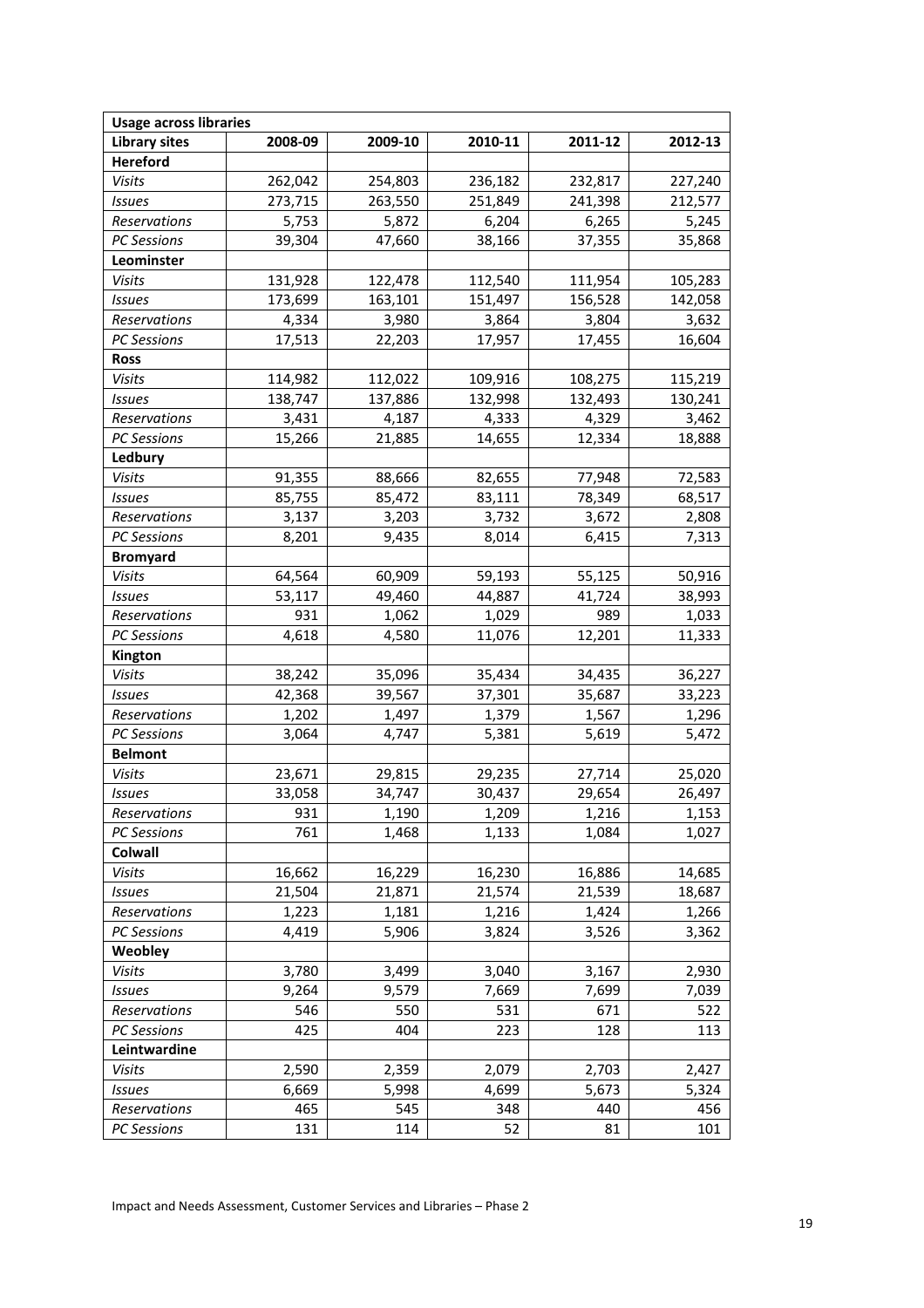| Usage across libraries | | | | | |
|---|---|---|---|---|---|
| **Library sites** | **2008-09** | **2009-10** | **2010-11** | **2011-12** | **2012-13** |
| **Hereford** | | | | | |
| *Visits* | 262,042 | 254,803 | 236,182 | 232,817 | 227,240 |
| *Issues* | 273,715 | 263,550 | 251,849 | 241,398 | 212,577 |
| *Reservations* | 5,753 | 5,872 | 6,204 | 6,265 | 5,245 |
| *PC Sessions* | 39,304 | 47,660 | 38,166 | 37,355 | 35,868 |
| **Leominster** | | | | | |
| *Visits* | 131,928 | 122,478 | 112,540 | 111,954 | 105,283 |
| *Issues* | 173,699 | 163,101 | 151,497 | 156,528 | 142,058 |
| *Reservations* | 4,334 | 3,980 | 3,864 | 3,804 | 3,632 |
| *PC Sessions* | 17,513 | 22,203 | 17,957 | 17,455 | 16,604 |
| **Ross** | | | | | |
| *Visits* | 114,982 | 112,022 | 109,916 | 108,275 | 115,219 |
| *Issues* | 138,747 | 137,886 | 132,998 | 132,493 | 130,241 |
| *Reservations* | 3,431 | 4,187 | 4,333 | 4,329 | 3,462 |
| *PC Sessions* | 15,266 | 21,885 | 14,655 | 12,334 | 18,888 |
| **Ledbury** | | | | | |
| *Visits* | 91,355 | 88,666 | 82,655 | 77,948 | 72,583 |
| *Issues* | 85,755 | 85,472 | 83,111 | 78,349 | 68,517 |
| *Reservations* | 3,137 | 3,203 | 3,732 | 3,672 | 2,808 |
| *PC Sessions* | 8,201 | 9,435 | 8,014 | 6,415 | 7,313 |
| **Bromyard** | | | | | |
| *Visits* | 64,564 | 60,909 | 59,193 | 55,125 | 50,916 |
| *Issues* | 53,117 | 49,460 | 44,887 | 41,724 | 38,993 |
| *Reservations* | 931 | 1,062 | 1,029 | 989 | 1,033 |
| *PC Sessions* | 4,618 | 4,580 | 11,076 | 12,201 | 11,333 |
| **Kington** | | | | | |
| *Visits* | 38,242 | 35,096 | 35,434 | 34,435 | 36,227 |
| *Issues* | 42,368 | 39,567 | 37,301 | 35,687 | 33,223 |
| *Reservations* | 1,202 | 1,497 | 1,379 | 1,567 | 1,296 |
| *PC Sessions* | 3,064 | 4,747 | 5,381 | 5,619 | 5,472 |
| **Belmont** | | | | | |
| *Visits* | 23,671 | 29,815 | 29,235 | 27,714 | 25,020 |
| *Issues* | 33,058 | 34,747 | 30,437 | 29,654 | 26,497 |
| *Reservations* | 931 | 1,190 | 1,209 | 1,216 | 1,153 |
| *PC Sessions* | 761 | 1,468 | 1,133 | 1,084 | 1,027 |
| **Colwall** | | | | | |
| *Visits* | 16,662 | 16,229 | 16,230 | 16,886 | 14,685 |
| *Issues* | 21,504 | 21,871 | 21,574 | 21,539 | 18,687 |
| *Reservations* | 1,223 | 1,181 | 1,216 | 1,424 | 1,266 |
| *PC Sessions* | 4,419 | 5,906 | 3,824 | 3,526 | 3,362 |
| **Weobley** | | | | | |
| *Visits* | 3,780 | 3,499 | 3,040 | 3,167 | 2,930 |
| *Issues* | 9,264 | 9,579 | 7,669 | 7,699 | 7,039 |
| *Reservations* | 546 | 550 | 531 | 671 | 522 |
| *PC Sessions* | 425 | 404 | 223 | 128 | 113 |
| **Leintwardine** | | | | | |
| *Visits* | 2,590 | 2,359 | 2,079 | 2,703 | 2,427 |
| *Issues* | 6,669 | 5,998 | 4,699 | 5,673 | 5,324 |
| *Reservations* | 465 | 545 | 348 | 440 | 456 |
| *PC Sessions* | 131 | 114 | 52 | 81 | 101 |